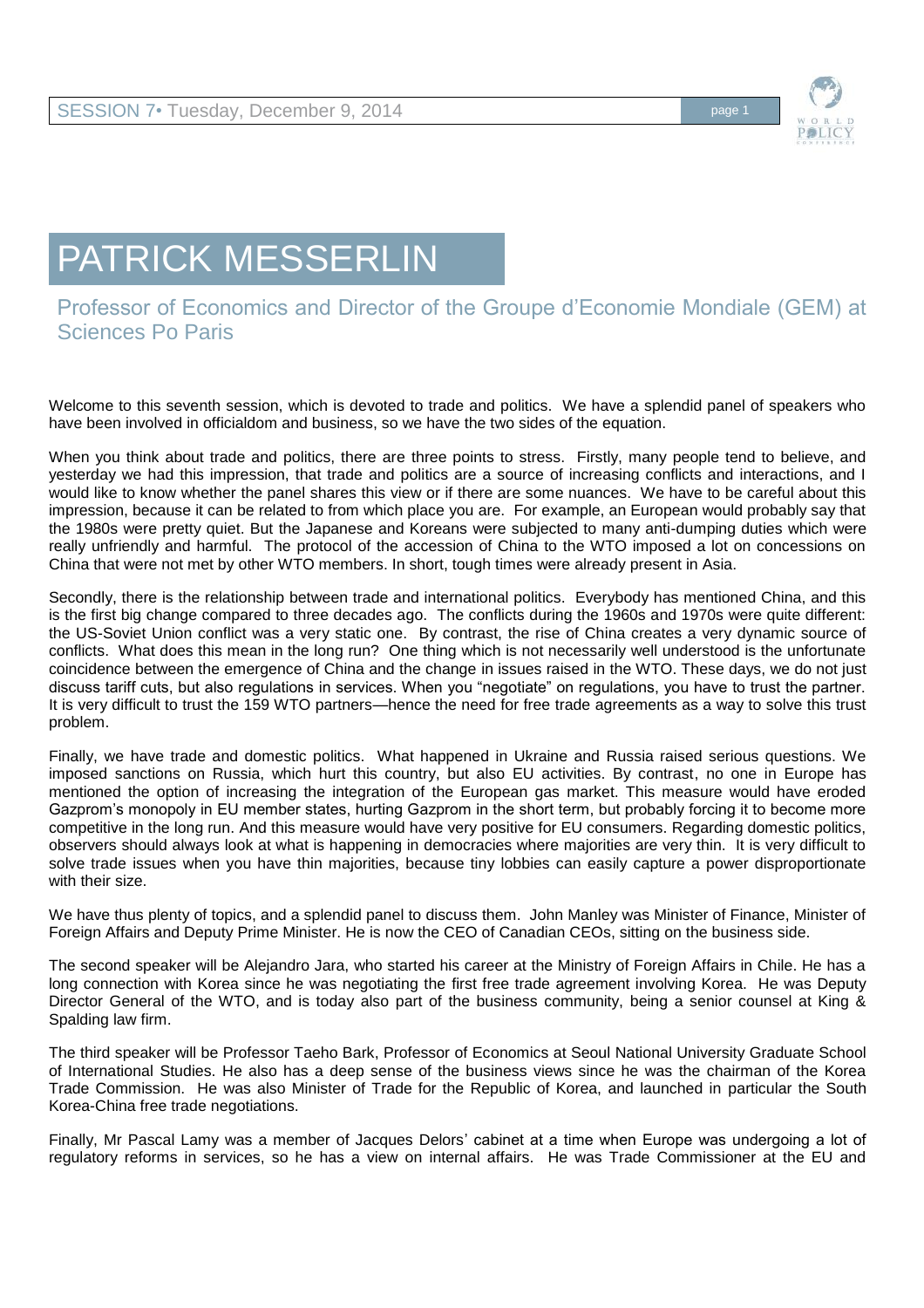# PATRICK MESSERLIN

## Professor of Economics and Director of the Groupe d'Economie Mondiale (GEM) at Sciences Po Paris

Welcome to this seventh session, which is devoted to trade and politics. We have a splendid panel of speakers who have been involved in officialdom and business, so we have the two sides of the equation.

When you think about trade and politics, there are three points to stress. Firstly, many people tend to believe, and yesterday we had this impression, that trade and politics are a source of increasing conflicts and interactions, and I would like to know whether the panel shares this view or if there are some nuances. We have to be careful about this impression, because it can be related to from which place you are. For example, an European would probably say that the 1980s were pretty quiet. But the Japanese and Koreans were subjected to many anti-dumping duties which were really unfriendly and harmful. The protocol of the accession of China to the WTO imposed a lot on concessions on China that were not met by other WTO members. In short, tough times were already present in Asia.

Secondly, there is the relationship between trade and international politics. Everybody has mentioned China, and this is the first big change compared to three decades ago. The conflicts during the 1960s and 1970s were quite different: the US-Soviet Union conflict was a very static one. By contrast, the rise of China creates a very dynamic source of conflicts. What does this mean in the long run? One thing which is not necessarily well understood is the unfortunate coincidence between the emergence of China and the change in issues raised in the WTO. These days, we do not just discuss tariff cuts, but also regulations in services. When you "negotiate" on regulations, you have to trust the partner. It is very difficult to trust the 159 WTO partners—hence the need for free trade agreements as a way to solve this trust problem.

Finally, we have trade and domestic politics. What happened in Ukraine and Russia raised serious questions. We imposed sanctions on Russia, which hurt this country, but also EU activities. By contrast, no one in Europe has mentioned the option of increasing the integration of the European gas market. This measure would have eroded Gazprom's monopoly in EU member states, hurting Gazprom in the short term, but probably forcing it to become more competitive in the long run. And this measure would have very positive for EU consumers. Regarding domestic politics, observers should always look at what is happening in democracies where majorities are very thin. It is very difficult to solve trade issues when you have thin majorities, because tiny lobbies can easily capture a power disproportionate with their size.

We have thus plenty of topics, and a splendid panel to discuss them. John Manley was Minister of Finance, Minister of Foreign Affairs and Deputy Prime Minister. He is now the CEO of Canadian CEOs, sitting on the business side.

The second speaker will be Alejandro Jara, who started his career at the Ministry of Foreign Affairs in Chile. He has a long connection with Korea since he was negotiating the first free trade agreement involving Korea. He was Deputy Director General of the WTO, and is today also part of the business community, being a senior counsel at King & Spalding law firm.

The third speaker will be Professor Taeho Bark, Professor of Economics at Seoul National University Graduate School of International Studies. He also has a deep sense of the business views since he was the chairman of the Korea Trade Commission. He was also Minister of Trade for the Republic of Korea, and launched in particular the South Korea-China free trade negotiations.

Finally, Mr Pascal Lamy was a member of Jacques Delors' cabinet at a time when Europe was undergoing a lot of regulatory reforms in services, so he has a view on internal affairs. He was Trade Commissioner at the EU and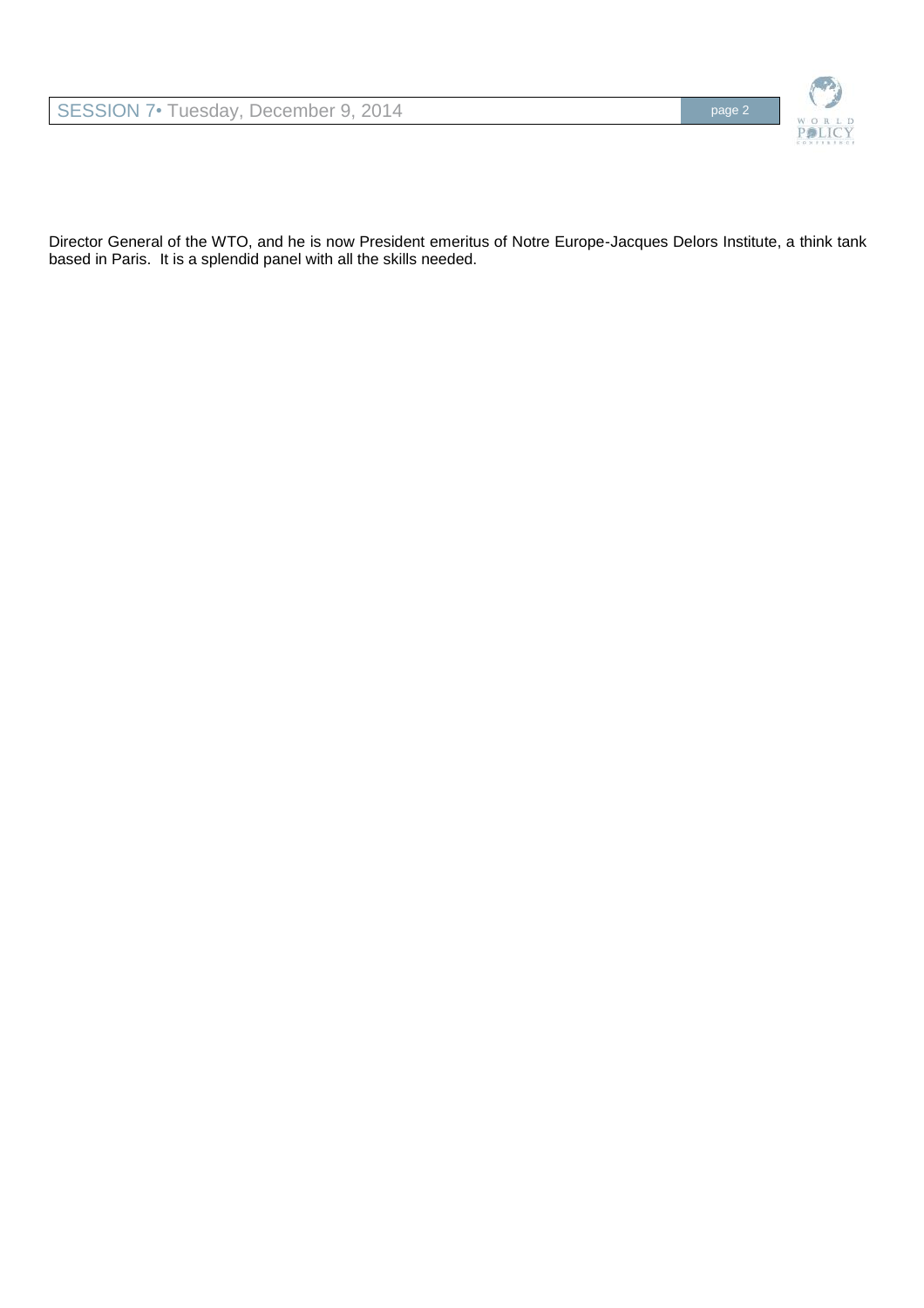Director General of the WTO, and he is now President emeritus of Notre Europe-Jacques Delors Institute, a think tank based in Paris. It is a splendid panel with all the skills needed.